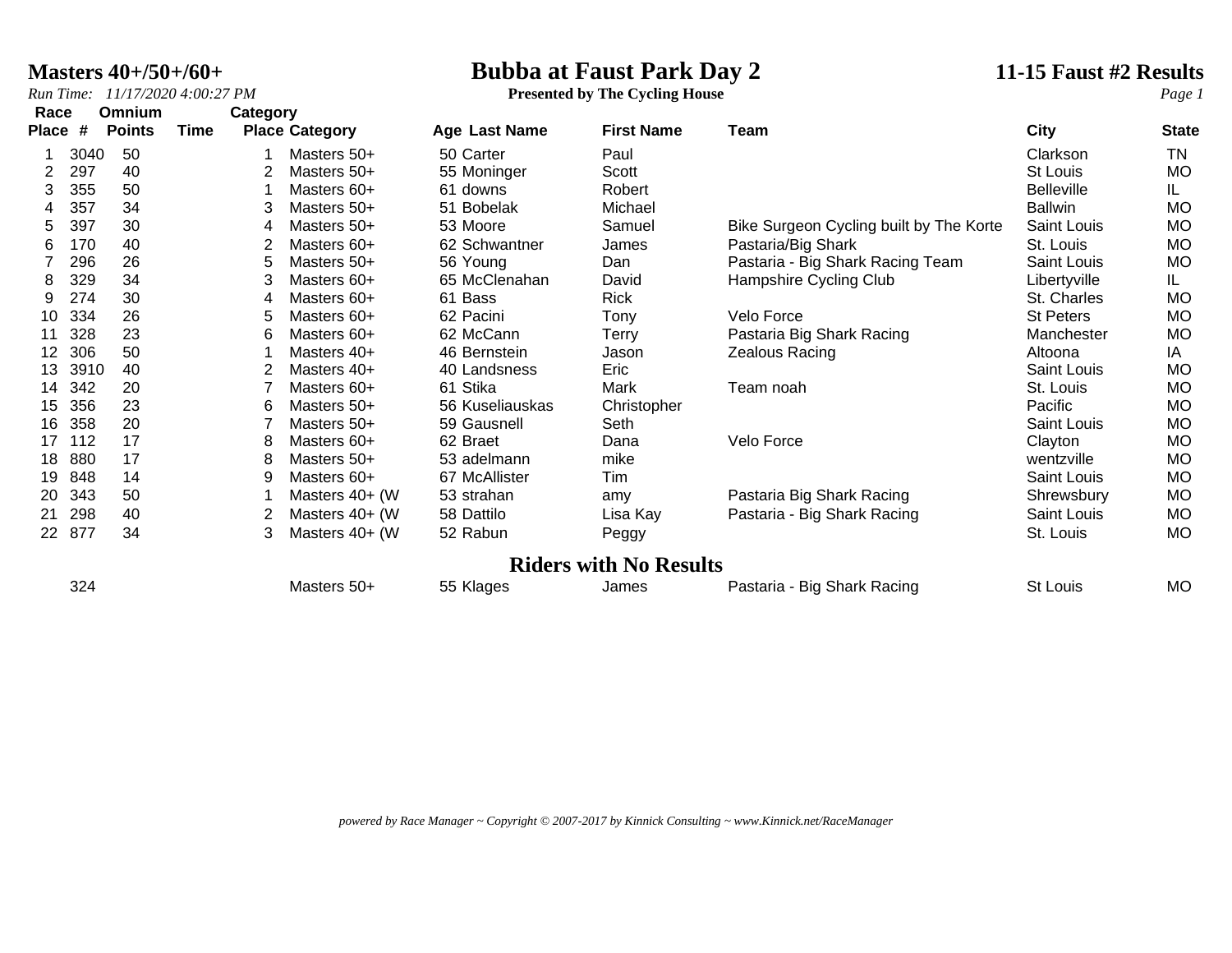# Bubba at Faust Park Day 2

**Presented by The Cycling House**

**Masters 40+/50+/60+**

**11-15 Faust #2 Results**

*Run Time: 11/17/2020 4:00:27 PM*

| Race Place | # | Omnium Points | Time | Category Place | Category | Age | Last Name | First Name | Team | City | State |
|---|---|---|---|---|---|---|---|---|---|---|---|
| 1 | 3040 | 50 | | 1 | Masters 50+ | 50 | Carter | Paul | | Clarkson | TN |
| 2 | 297 | 40 | | 2 | Masters 50+ | 55 | Moninger | Scott | | St Louis | MO |
| 3 | 355 | 50 | | 1 | Masters 60+ | 61 | downs | Robert | | Belleville | IL |
| 4 | 357 | 34 | | 3 | Masters 50+ | 51 | Bobelak | Michael | | Ballwin | MO |
| 5 | 397 | 30 | | 4 | Masters 50+ | 53 | Moore | Samuel | Bike Surgeon Cycling built by The Korte | Saint Louis | MO |
| 6 | 170 | 40 | | 2 | Masters 60+ | 62 | Schwantner | James | Pastaria/Big Shark | St. Louis | MO |
| 7 | 296 | 26 | | 5 | Masters 50+ | 56 | Young | Dan | Pastaria - Big Shark Racing Team | Saint Louis | MO |
| 8 | 329 | 34 | | 3 | Masters 60+ | 65 | McClenahan | David | Hampshire Cycling Club | Libertyville | IL |
| 9 | 274 | 30 | | 4 | Masters 60+ | 61 | Bass | Rick | | St. Charles | MO |
| 10 | 334 | 26 | | 5 | Masters 60+ | 62 | Pacini | Tony | Velo Force | St Peters | MO |
| 11 | 328 | 23 | | 6 | Masters 60+ | 62 | McCann | Terry | Pastaria Big Shark Racing | Manchester | MO |
| 12 | 306 | 50 | | 1 | Masters 40+ | 46 | Bernstein | Jason | Zealous Racing | Altoona | IA |
| 13 | 3910 | 40 | | 2 | Masters 40+ | 40 | Landsness | Eric | | Saint Louis | MO |
| 14 | 342 | 20 | | 7 | Masters 60+ | 61 | Stika | Mark | Team noah | St. Louis | MO |
| 15 | 356 | 23 | | 6 | Masters 50+ | 56 | Kuseliauskas | Christopher | | Pacific | MO |
| 16 | 358 | 20 | | 7 | Masters 50+ | 59 | Gausnell | Seth | | Saint Louis | MO |
| 17 | 112 | 17 | | 8 | Masters 60+ | 62 | Braet | Dana | Velo Force | Clayton | MO |
| 18 | 880 | 17 | | 8 | Masters 50+ | 53 | adelmann | mike | | wentzville | MO |
| 19 | 848 | 14 | | 9 | Masters 60+ | 67 | McAllister | Tim | | Saint Louis | MO |
| 20 | 343 | 50 | | 1 | Masters 40+ (W | 53 | strahan | amy | Pastaria Big Shark Racing | Shrewsbury | MO |
| 21 | 298 | 40 | | 2 | Masters 40+ (W | 58 | Dattilo | Lisa Kay | Pastaria - Big Shark Racing | Saint Louis | MO |
| 22 | 877 | 34 | | 3 | Masters 40+ (W | 52 | Rabun | Peggy | | St. Louis | MO |

## Riders with No Results

| # | Category | Age | Last Name | First Name | Team | City | State |
|---|---|---|---|---|---|---|---|
| 324 | Masters 50+ | 55 | Klages | James | Pastaria - Big Shark Racing | St Louis | MO |

*powered by Race Manager ~ Copyright © 2007-2017 by Kinnick Consulting ~ www.Kinnick.net/RaceManager*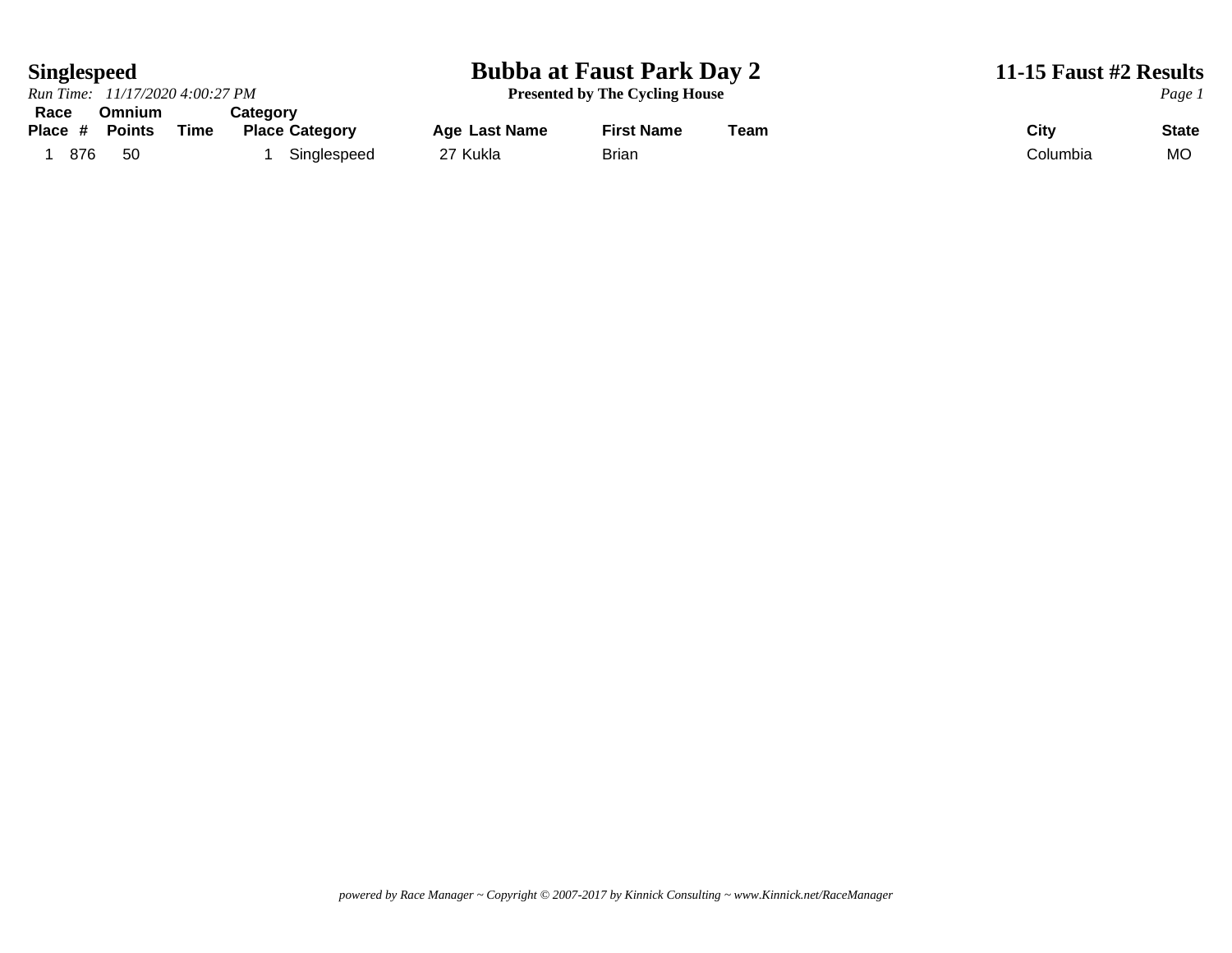# Bubba at Faust Park Day 2

**Presented by The Cycling House**

**Singlespeed**

*Run Time: 11/17/2020 4:00:27 PM*

**11-15 Faust #2 Results**

| Race Place | # | Omnium Points | Time | Category Place | Category | Age | Last Name | First Name | Team | City | State |
|---|---|---|---|---|---|---|---|---|---|---|---|
| 1 | 876 | 50 | | 1 | Singlespeed | 27 | Kukla | Brian | | Columbia | MO |

*powered by Race Manager ~ Copyright © 2007-2017 by Kinnick Consulting ~ www.Kinnick.net/RaceManager*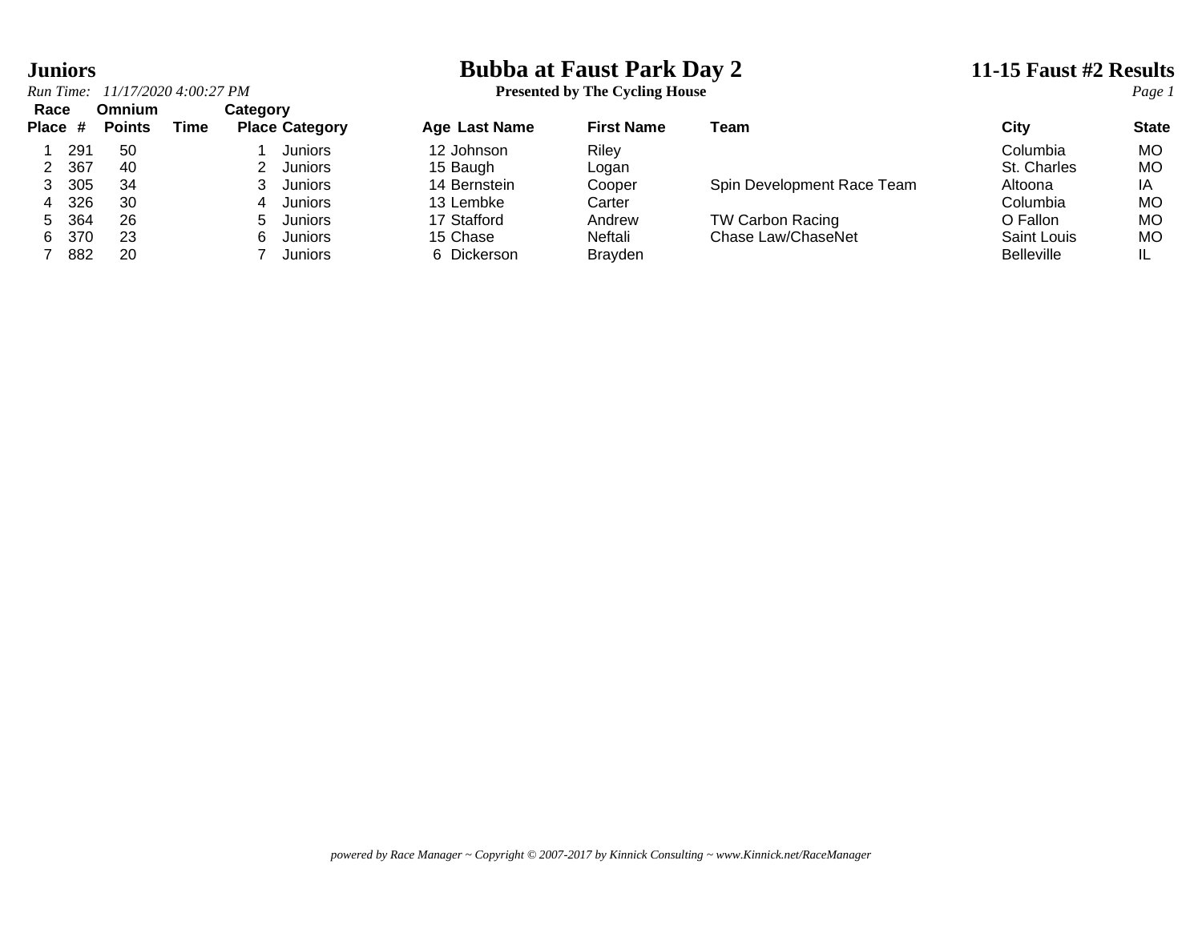# Bubba at Faust Park Day 2

**Presented by The Cycling House**

**Juniors**

*Run Time: 11/17/2020 4:00:27 PM*

**11-15 Faust #2 Results**

| Race Place | # | Omnium Points | Time | Category Place | Category | Age | Last Name | First Name | Team | City | State |
|---|---|---|---|---|---|---|---|---|---|---|---|
| 1 | 291 | 50 | | 1 | Juniors | 12 | Johnson | Riley | | Columbia | MO |
| 2 | 367 | 40 | | 2 | Juniors | 15 | Baugh | Logan | | St. Charles | MO |
| 3 | 305 | 34 | | 3 | Juniors | 14 | Bernstein | Cooper | Spin Development Race Team | Altoona | IA |
| 4 | 326 | 30 | | 4 | Juniors | 13 | Lembke | Carter | | Columbia | MO |
| 5 | 364 | 26 | | 5 | Juniors | 17 | Stafford | Andrew | TW Carbon Racing | O Fallon | MO |
| 6 | 370 | 23 | | 6 | Juniors | 15 | Chase | Neftali | Chase Law/ChaseNet | Saint Louis | MO |
| 7 | 882 | 20 | | 7 | Juniors | 6 | Dickerson | Brayden | | Belleville | IL |

*powered by Race Manager ~ Copyright © 2007-2017 by Kinnick Consulting ~ www.Kinnick.net/RaceManager*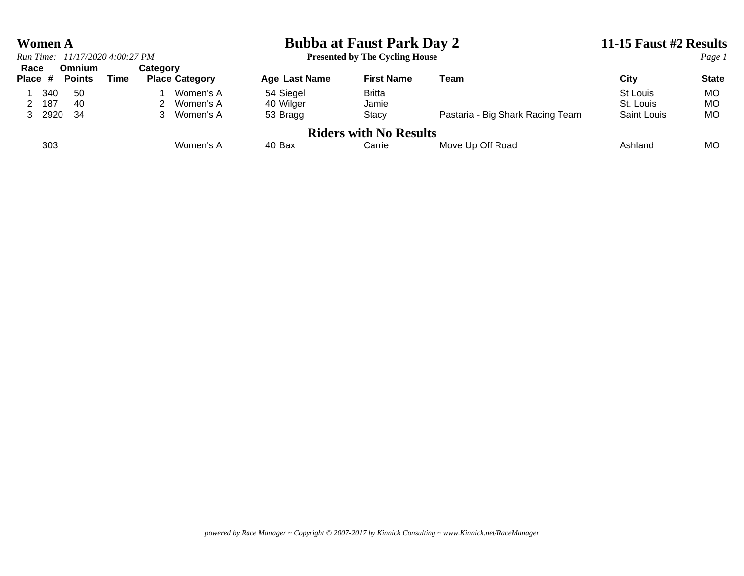# Women A

## Bubba at Faust Park Day 2

**Presented by The Cycling House**

## 11-15 Faust #2 Results

*Run Time: 11/17/2020 4:00:27 PM*

| Race Place | # | Omnium Points | Time | Category Place | Category | Age | Last Name | First Name | Team | City | State |
|---|---|---|---|---|---|---|---|---|---|---|---|
| 1 | 340 | 50 | | 1 | Women's A | 54 | Siegel | Britta | | St Louis | MO |
| 2 | 187 | 40 | | 2 | Women's A | 40 | Wilger | Jamie | | St. Louis | MO |
| 3 | 2920 | 34 | | 3 | Women's A | 53 | Bragg | Stacy | Pastaria - Big Shark Racing Team | Saint Louis | MO |

## Riders with No Results

| Race Place | # | Omnium Points | Time | Category Place | Category | Age | Last Name | First Name | Team | City | State |
|---|---|---|---|---|---|---|---|---|---|---|---|
| | 303 | | | | Women's A | 40 | Bax | Carrie | Move Up Off Road | Ashland | MO |

*powered by Race Manager ~ Copyright © 2007-2017 by Kinnick Consulting ~ www.Kinnick.net/RaceManager*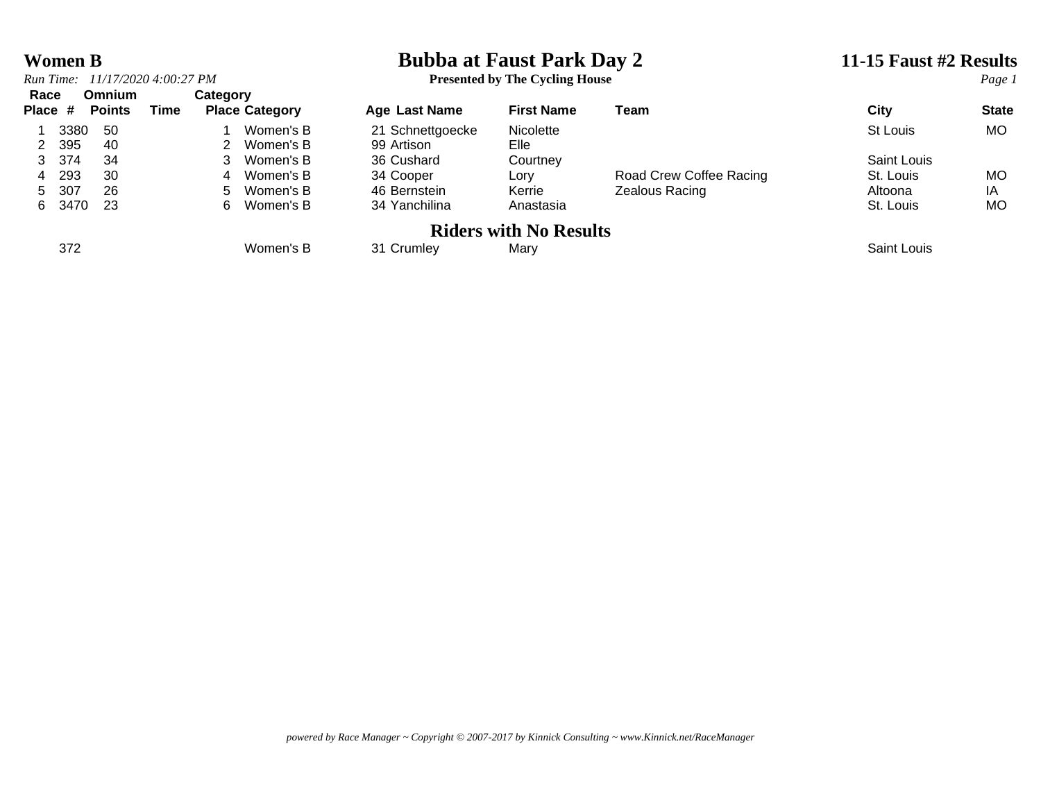# Women B

## Bubba at Faust Park Day 2

**Presented by The Cycling House**

## 11-15 Faust #2 Results

*Run Time: 11/17/2020 4:00:27 PM*

| Race Place | # | Omnium Points | Time | Category Place | Category | Age | Last Name | First Name | Team | City | State |
|---|---|---|---|---|---|---|---|---|---|---|---|
| 1 | 3380 | 50 | | 1 | Women's B | 21 | Schnettgoecke | Nicolette | | St Louis | MO |
| 2 | 395 | 40 | | 2 | Women's B | 99 | Artison | Elle | | | |
| 3 | 374 | 34 | | 3 | Women's B | 36 | Cushard | Courtney | | Saint Louis | |
| 4 | 293 | 30 | | 4 | Women's B | 34 | Cooper | Lory | Road Crew Coffee Racing | St. Louis | MO |
| 5 | 307 | 26 | | 5 | Women's B | 46 | Bernstein | Kerrie | Zealous Racing | Altoona | IA |
| 6 | 3470 | 23 | | 6 | Women's B | 34 | Yanchilina | Anastasia | | St. Louis | MO |

## Riders with No Results

| Race Place | # | Omnium Points | Time | Category Place | Category | Age | Last Name | First Name | Team | City | State |
|---|---|---|---|---|---|---|---|---|---|---|---|
| | 372 | | | | Women's B | 31 | Crumley | Mary | | Saint Louis | |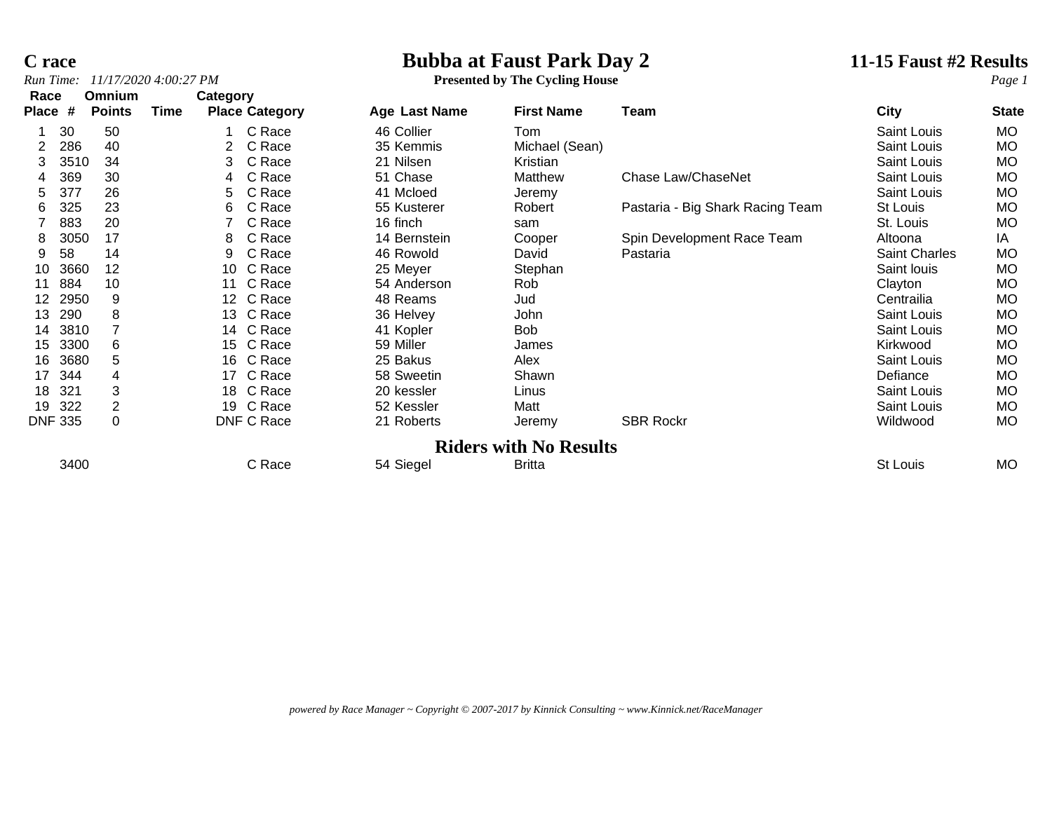# C race

## Bubba at Faust Park Day 2

**Presented by The Cycling House**

## 11-15 Faust #2 Results

*Run Time: 11/17/2020 4:00:27 PM*

| Race Place | # | Omnium Points | Time | Category Place | Category | Age | Last Name | First Name | Team | City | State |
|---|---|---|---|---|---|---|---|---|---|---|---|
| 1 | 30 | 50 | | 1 | C Race | 46 | Collier | Tom | | Saint Louis | MO |
| 2 | 286 | 40 | | 2 | C Race | 35 | Kemmis | Michael (Sean) | | Saint Louis | MO |
| 3 | 3510 | 34 | | 3 | C Race | 21 | Nilsen | Kristian | | Saint Louis | MO |
| 4 | 369 | 30 | | 4 | C Race | 51 | Chase | Matthew | Chase Law/ChaseNet | Saint Louis | MO |
| 5 | 377 | 26 | | 5 | C Race | 41 | Mcloed | Jeremy | | Saint Louis | MO |
| 6 | 325 | 23 | | 6 | C Race | 55 | Kusterer | Robert | Pastaria - Big Shark Racing Team | St Louis | MO |
| 7 | 883 | 20 | | 7 | C Race | 16 | finch | sam | | St. Louis | MO |
| 8 | 3050 | 17 | | 8 | C Race | 14 | Bernstein | Cooper | Spin Development Race Team | Altoona | IA |
| 9 | 58 | 14 | | 9 | C Race | 46 | Rowold | David | Pastaria | Saint Charles | MO |
| 10 | 3660 | 12 | | 10 | C Race | 25 | Meyer | Stephan | | Saint louis | MO |
| 11 | 884 | 10 | | 11 | C Race | 54 | Anderson | Rob | | Clayton | MO |
| 12 | 2950 | 9 | | 12 | C Race | 48 | Reams | Jud | | Centrailia | MO |
| 13 | 290 | 8 | | 13 | C Race | 36 | Helvey | John | | Saint Louis | MO |
| 14 | 3810 | 7 | | 14 | C Race | 41 | Kopler | Bob | | Saint Louis | MO |
| 15 | 3300 | 6 | | 15 | C Race | 59 | Miller | James | | Kirkwood | MO |
| 16 | 3680 | 5 | | 16 | C Race | 25 | Bakus | Alex | | Saint Louis | MO |
| 17 | 344 | 4 | | 17 | C Race | 58 | Sweetin | Shawn | | Defiance | MO |
| 18 | 321 | 3 | | 18 | C Race | 20 | kessler | Linus | | Saint Louis | MO |
| 19 | 322 | 2 | | 19 | C Race | 52 | Kessler | Matt | | Saint Louis | MO |
| DNF | 335 | 0 | | DNF | C Race | 21 | Roberts | Jeremy | SBR Rockr | Wildwood | MO |

## Riders with No Results

| Race Place | # | Omnium Points | Time | Category Place | Category | Age | Last Name | First Name | Team | City | State |
|---|---|---|---|---|---|---|---|---|---|---|---|
| | 3400 | | | | C Race | 54 | Siegel | Britta | | St Louis | MO |

*powered by Race Manager ~ Copyright © 2007-2017 by Kinnick Consulting ~ www.Kinnick.net/RaceManager*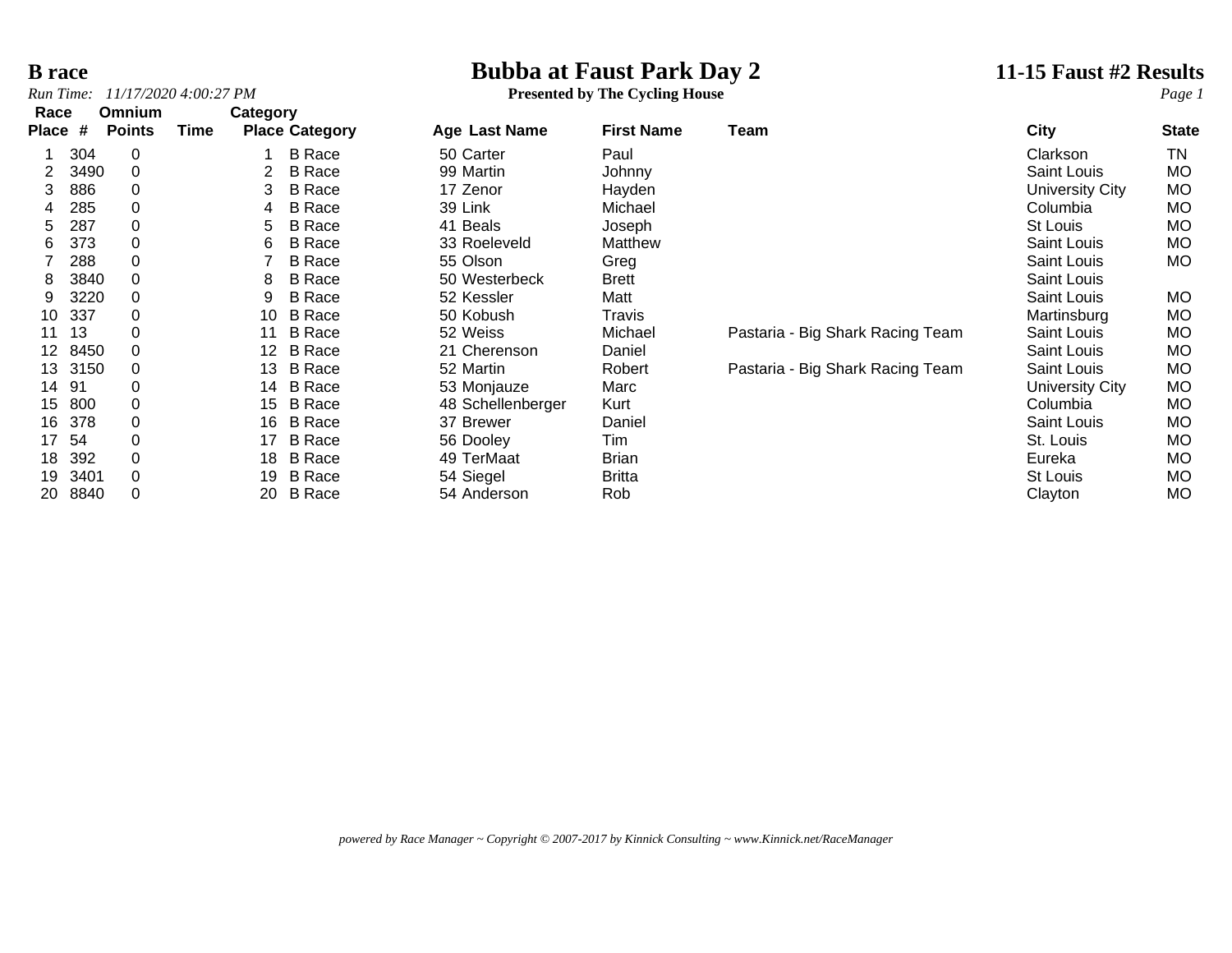# B race

*Run Time: 11/17/2020 4:00:27 PM*

# Bubba at Faust Park Day 2

**Presented by The Cycling House**

## 11-15 Faust #2 Results

| Race Place | # | Omnium Points | Time | Category Place | Category | Age | Last Name | First Name | Team | City | State |
|---|---|---|---|---|---|---|---|---|---|---|---|
| 1 | 304 | 0 | | 1 | B Race | 50 | Carter | Paul | | Clarkson | TN |
| 2 | 3490 | 0 | | 2 | B Race | 99 | Martin | Johnny | | Saint Louis | MO |
| 3 | 886 | 0 | | 3 | B Race | 17 | Zenor | Hayden | | University City | MO |
| 4 | 285 | 0 | | 4 | B Race | 39 | Link | Michael | | Columbia | MO |
| 5 | 287 | 0 | | 5 | B Race | 41 | Beals | Joseph | | St Louis | MO |
| 6 | 373 | 0 | | 6 | B Race | 33 | Roeleveld | Matthew | | Saint Louis | MO |
| 7 | 288 | 0 | | 7 | B Race | 55 | Olson | Greg | | Saint Louis | MO |
| 8 | 3840 | 0 | | 8 | B Race | 50 | Westerbeck | Brett | | Saint Louis | |
| 9 | 3220 | 0 | | 9 | B Race | 52 | Kessler | Matt | | Saint Louis | MO |
| 10 | 337 | 0 | | 10 | B Race | 50 | Kobush | Travis | | Martinsburg | MO |
| 11 | 13 | 0 | | 11 | B Race | 52 | Weiss | Michael | Pastaria - Big Shark Racing Team | Saint Louis | MO |
| 12 | 8450 | 0 | | 12 | B Race | 21 | Cherenson | Daniel | | Saint Louis | MO |
| 13 | 3150 | 0 | | 13 | B Race | 52 | Martin | Robert | Pastaria - Big Shark Racing Team | Saint Louis | MO |
| 14 | 91 | 0 | | 14 | B Race | 53 | Monjauze | Marc | | University City | MO |
| 15 | 800 | 0 | | 15 | B Race | 48 | Schellenberger | Kurt | | Columbia | MO |
| 16 | 378 | 0 | | 16 | B Race | 37 | Brewer | Daniel | | Saint Louis | MO |
| 17 | 54 | 0 | | 17 | B Race | 56 | Dooley | Tim | | St. Louis | MO |
| 18 | 392 | 0 | | 18 | B Race | 49 | TerMaat | Brian | | Eureka | MO |
| 19 | 3401 | 0 | | 19 | B Race | 54 | Siegel | Britta | | St Louis | MO |
| 20 | 8840 | 0 | | 20 | B Race | 54 | Anderson | Rob | | Clayton | MO |

*powered by Race Manager ~ Copyright © 2007-2017 by Kinnick Consulting ~ www.Kinnick.net/RaceManager*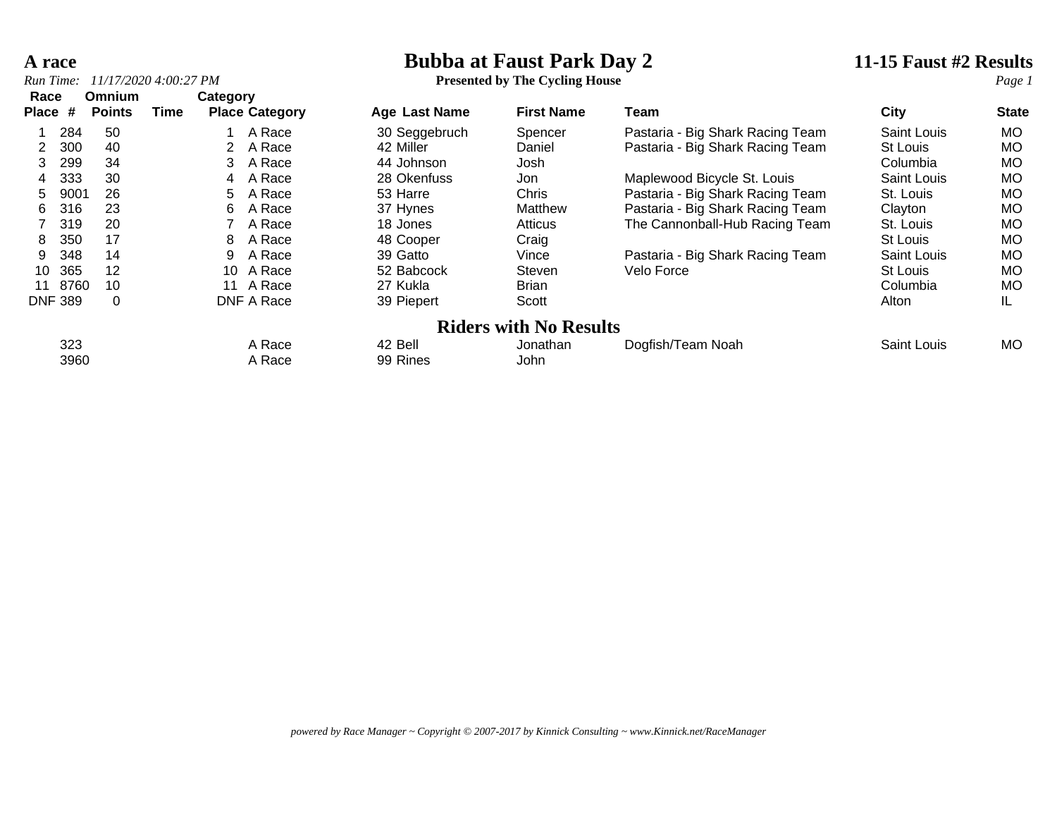**A race** | **Bubba at Faust Park Day 2** | **11-15 Faust #2 Results**

*Run Time: 11/17/2020 4:00:27 PM*

**Presented by The Cycling House**

| Race Place | # | Omnium Points | Time | Category Place | Category | Age | Last Name | First Name | Team | City | State |
|---|---|---|---|---|---|---|---|---|---|---|---|
| 1 | 284 | 50 | | 1 | A Race | 30 | Seggebruch | Spencer | Pastaria - Big Shark Racing Team | Saint Louis | MO |
| 2 | 300 | 40 | | 2 | A Race | 42 | Miller | Daniel | Pastaria - Big Shark Racing Team | St Louis | MO |
| 3 | 299 | 34 | | 3 | A Race | 44 | Johnson | Josh | | Columbia | MO |
| 4 | 333 | 30 | | 4 | A Race | 28 | Okenfuss | Jon | Maplewood Bicycle St. Louis | Saint Louis | MO |
| 5 | 9001 | 26 | | 5 | A Race | 53 | Harre | Chris | Pastaria - Big Shark Racing Team | St. Louis | MO |
| 6 | 316 | 23 | | 6 | A Race | 37 | Hynes | Matthew | Pastaria - Big Shark Racing Team | Clayton | MO |
| 7 | 319 | 20 | | 7 | A Race | 18 | Jones | Atticus | The Cannonball-Hub Racing Team | St. Louis | MO |
| 8 | 350 | 17 | | 8 | A Race | 48 | Cooper | Craig | | St Louis | MO |
| 9 | 348 | 14 | | 9 | A Race | 39 | Gatto | Vince | Pastaria - Big Shark Racing Team | Saint Louis | MO |
| 10 | 365 | 12 | | 10 | A Race | 52 | Babcock | Steven | Velo Force | St Louis | MO |
| 11 | 8760 | 10 | | 11 | A Race | 27 | Kukla | Brian | | Columbia | MO |
| DNF | 389 | 0 | | DNF | A Race | 39 | Piepert | Scott | | Alton | IL |

## Riders with No Results

| Race Place | # | Omnium Points | Time | Category Place | Category | Age | Last Name | First Name | Team | City | State |
|---|---|---|---|---|---|---|---|---|---|---|---|
| | 323 | | | | A Race | 42 | Bell | Jonathan | Dogfish/Team Noah | Saint Louis | MO |
| | 3960 | | | | A Race | 99 | Rines | John | | | |

*powered by Race Manager ~ Copyright © 2007-2017 by Kinnick Consulting ~ www.Kinnick.net/RaceManager*